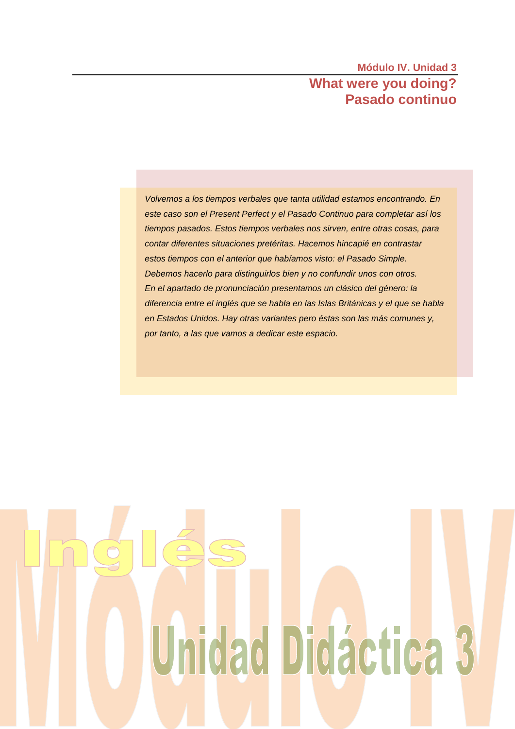Módulo IV. Unidad 3

# What were you doing?
# Pasado continuo

*Volvemos a los tiempos verbales que tanta utilidad estamos encontrando. En este caso son el Present Perfect y el Pasado Continuo para completar así los tiempos pasados. Estos tiempos verbales nos sirven, entre otras cosas, para contar diferentes situaciones pretéritas. Hacemos hincapié en contrastar estos tiempos con el anterior que habíamos visto: el Pasado Simple. Debemos hacerlo para distinguirlos bien y no confundir unos con otros.*
*En el apartado de pronunciación presentamos un clásico del género: la diferencia entre el inglés que se habla en las Islas Británicas y el que se habla en Estados Unidos. Hay otras variantes pero éstas son las más comunes y, por tanto, a las que vamos a dedicar este espacio.*

Inglés

Módulo IV

Unidad Didáctica 3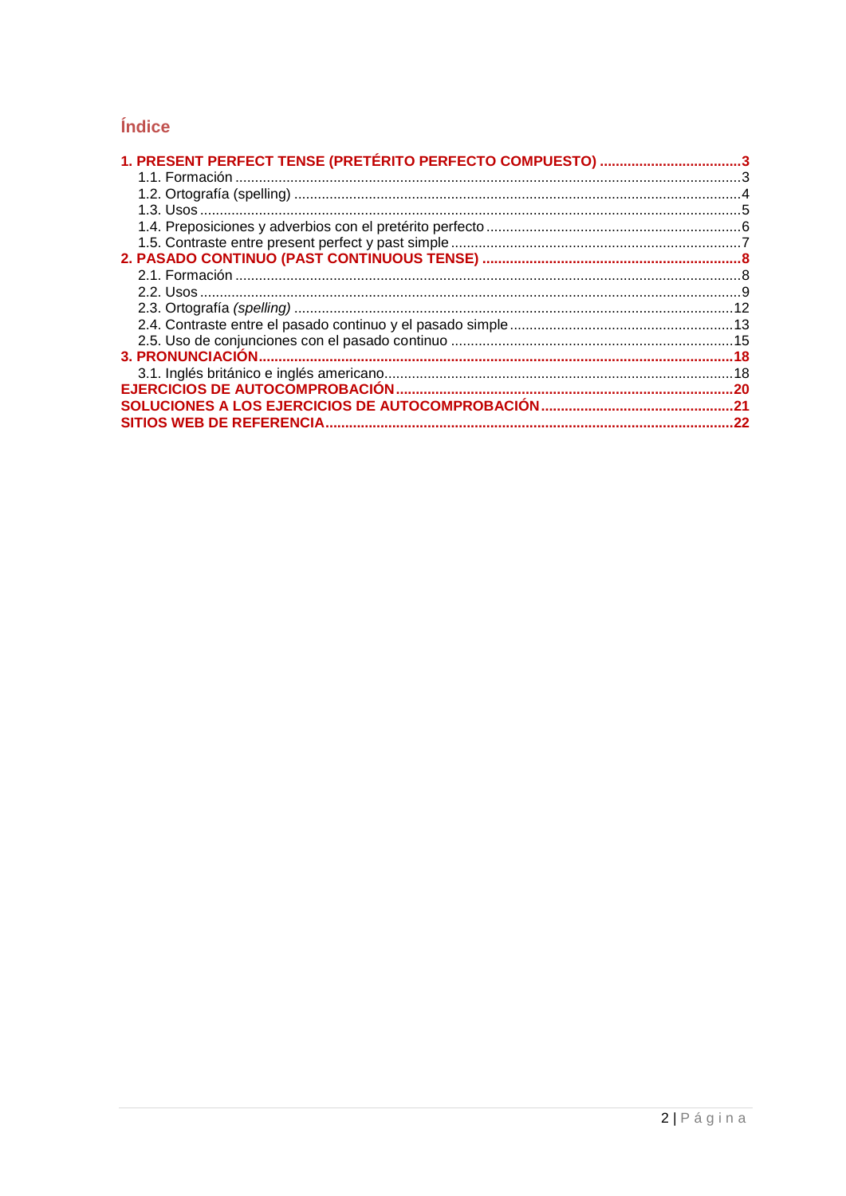## Índice

**1. PRESENT PERFECT TENSE (PRETÉRITO PERFECTO COMPUESTO) .................................... 3**

- 1.1. Formación ................................................................................................................. 3
- 1.2. Ortografía (spelling) ................................................................................................. 4
- 1.3. Usos .......................................................................................................................... 5
- 1.4. Preposiciones y adverbios con el pretérito perfecto ................................................. 6
- 1.5. Contraste entre present perfect y past simple ......................................................... 7

**2. PASADO CONTINUO (PAST CONTINUOUS TENSE) ................................................................. 8**

- 2.1. Formación ................................................................................................................. 8
- 2.2. Usos .......................................................................................................................... 9
- 2.3. Ortografía *(spelling)* ............................................................................................... 12
- 2.4. Contraste entre el pasado continuo y el pasado simple ......................................... 13
- 2.5. Uso de conjunciones con el pasado continuo ........................................................ 15

**3. PRONUNCIACIÓN ....................................................................................................................... 18**

- 3.1. Inglés británico e inglés americano ......................................................................... 18

**EJERCICIOS DE AUTOCOMPROBACIÓN ..................................................................................... 20**

**SOLUCIONES A LOS EJERCICIOS DE AUTOCOMPROBACIÓN ................................................. 21**

**SITIOS WEB DE REFERENCIA ....................................................................................................... 22**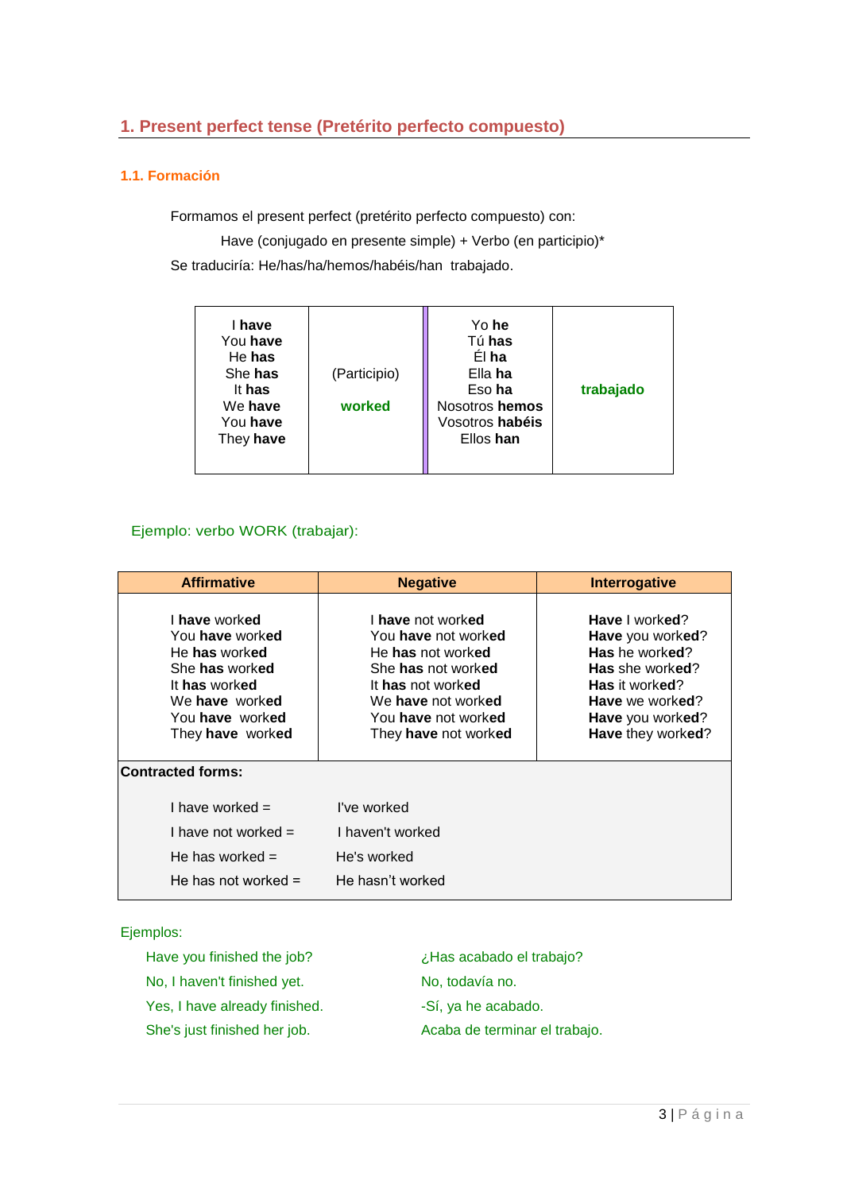## 1. Present perfect tense (Pretérito perfecto compuesto)

### 1.1. Formación

Formamos el present perfect (pretérito perfecto compuesto) con:

Have (conjugado en presente simple) + Verbo (en participio)*

Se traduciría: He/has/ha/hemos/habéis/han trabajado.

| | | | |
|---|---|---|---|
| I **have**<br>You **have**<br>He **has**<br>She **has**<br>It **has**<br>We **have**<br>You **have**<br>They **have** | (Participio)<br><br>**worked** | Yo **he**<br>Tú **has**<br>Él **ha**<br>Ella **ha**<br>Eso **ha**<br>Nosotros **hemos**<br>Vosotros **habéis**<br>Ellos **han** | **trabajado** |

Ejemplo: verbo WORK (trabajar):

| Affirmative | Negative | Interrogative |
|---|---|---|
| I **have** work**ed**<br>You **have** work**ed**<br>He **has** work**ed**<br>She **has** work**ed**<br>It **has** work**ed**<br>We **have** work**ed**<br>You **have** work**ed**<br>They **have** work**ed** | I **have** not work**ed**<br>You **have** not work**ed**<br>He **has** not work**ed**<br>She **has** not work**ed**<br>It **has** not work**ed**<br>We **have** not work**ed**<br>You **have** not work**ed**<br>They **have** not work**ed** | **Have** I work**ed**?<br>**Have** you work**ed**?<br>**Has** he work**ed**?<br>**Has** she work**ed**?<br>**Has** it work**ed**?<br>**Have** we work**ed**?<br>**Have** you work**ed**?<br>**Have** they work**ed**? |

**Contracted forms:**

| | |
|---|---|
| I have worked = | I've worked |
| I have not worked = | I haven't worked |
| He has worked = | He's worked |
| He has not worked = | He hasn't worked |

Ejemplos:

| | |
|---|---|
| Have you finished the job? | ¿Has acabado el trabajo? |
| No, I haven't finished yet. | No, todavía no. |
| Yes, I have already finished. | -Sí, ya he acabado. |
| She's just finished her job. | Acaba de terminar el trabajo. |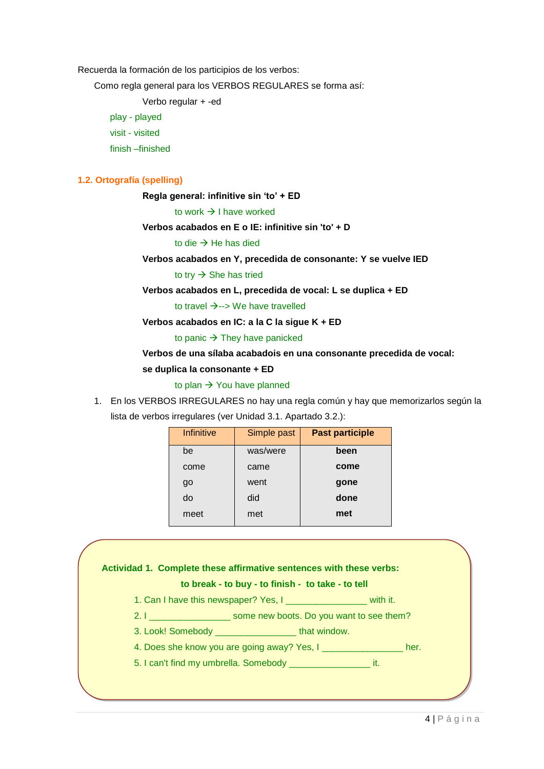Recuerda la formación de los participios de los verbos:

Como regla general para los VERBOS REGULARES se forma así:

Verbo regular + -ed

play - played

visit - visited

finish –finished

### 1.2. Ortografía (spelling)

**Regla general: infinitive sin 'to' + ED**

to work → I have worked

**Verbos acabados en E o IE: infinitive sin 'to' + D**

to die → He has died

**Verbos acabados en Y, precedida de consonante: Y se vuelve IED**

to try → She has tried

**Verbos acabados en L, precedida de vocal: L se duplica + ED**

to travel →--> We have travelled

**Verbos acabados en IC: a la C la sigue K + ED**

to panic → They have panicked

**Verbos de una sílaba acabadois en una consonante precedida de vocal: se duplica la consonante + ED**

to plan → You have planned

1. En los VERBOS IRREGULARES no hay una regla común y hay que memorizarlos según la lista de verbos irregulares (ver Unidad 3.1. Apartado 3.2.):

| Infinitive | Simple past | **Past participle** |
| --- | --- | --- |
| be | was/were | **been** |
| come | came | **come** |
| go | went | **gone** |
| do | did | **done** |
| meet | met | **met** |

**Actividad 1. Complete these affirmative sentences with these verbs:**

**to break - to buy - to finish - to take - to tell**

1. Can I have this newspaper? Yes, I _______________ with it.
2. I _______________ some new boots. Do you want to see them?
3. Look! Somebody _______________ that window.
4. Does she know you are going away? Yes, I _______________ her.
5. I can't find my umbrella. Somebody _______________ it.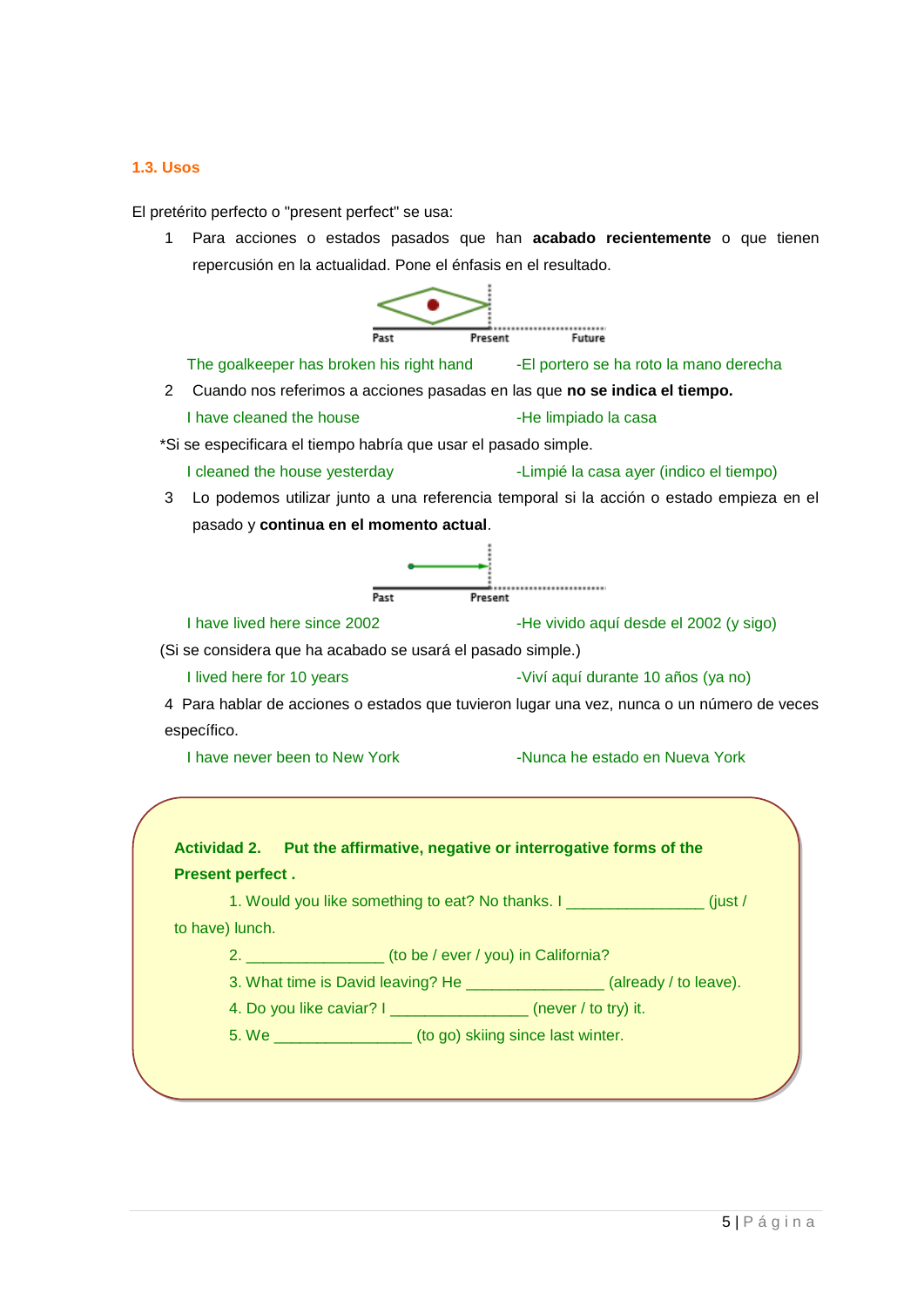### 1.3. Usos

El pretérito perfecto o "present perfect" se usa:

1. Para acciones o estados pasados que han **acabado recientemente** o que tienen repercusión en la actualidad. Pone el énfasis en el resultado.

   Past Present Future

   The goalkeeper has broken his right hand -El portero se ha roto la mano derecha

2. Cuando nos referimos a acciones pasadas en las que **no se indica el tiempo.**

   I have cleaned the house -He limpiado la casa

*Si se especificara el tiempo habría que usar el pasado simple.

   I cleaned the house yesterday -Limpié la casa ayer (indico el tiempo)

3. Lo podemos utilizar junto a una referencia temporal si la acción o estado empieza en el pasado y **continua en el momento actual**.

   Past Present

   I have lived here since 2002 -He vivido aquí desde el 2002 (y sigo)

(Si se considera que ha acabado se usará el pasado simple.)

   I lived here for 10 years -Viví aquí durante 10 años (ya no)

4. Para hablar de acciones o estados que tuvieron lugar una vez, nunca o un número de veces específico.

   I have never been to New York -Nunca he estado en Nueva York

**Actividad 2. Put the affirmative, negative or interrogative forms of the Present perfect .**

1. Would you like something to eat? No thanks. I ________________ (just / to have) lunch.
2. ________________ (to be / ever / you) in California?
3. What time is David leaving? He ________________ (already / to leave).
4. Do you like caviar? I ________________ (never / to try) it.
5. We ________________ (to go) skiing since last winter.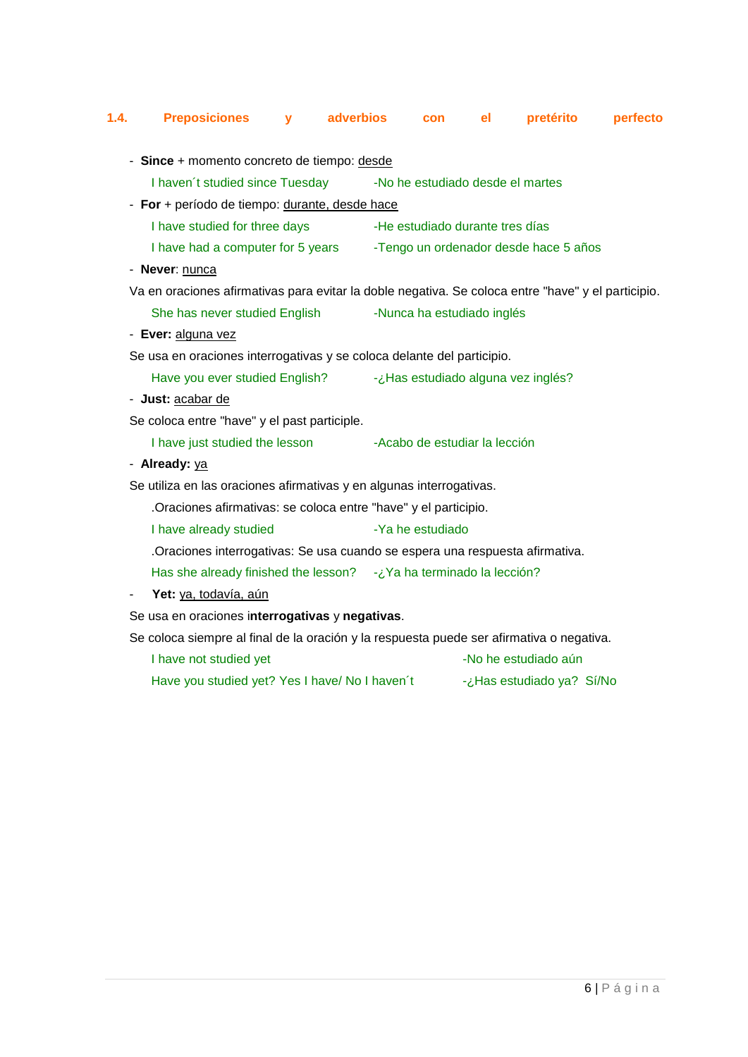## 1.4. Preposiciones y adverbios con el pretérito perfecto

- **Since** + momento concreto de tiempo: desde

  I haven´t studied since Tuesday -No he estudiado desde el martes

- **For** + período de tiempo: durante, desde hace

  I have studied for three days -He estudiado durante tres días

  I have had a computer for 5 years -Tengo un ordenador desde hace 5 años

- **Never**: nunca

Va en oraciones afirmativas para evitar la doble negativa. Se coloca entre "have" y el participio.

  She has never studied English -Nunca ha estudiado inglés

- **Ever:** alguna vez

Se usa en oraciones interrogativas y se coloca delante del participio.

  Have you ever studied English? -¿Has estudiado alguna vez inglés?

- **Just:** acabar de

Se coloca entre "have" y el past participle.

  I have just studied the lesson -Acabo de estudiar la lección

- **Already:** ya

Se utiliza en las oraciones afirmativas y en algunas interrogativas.

  .Oraciones afirmativas: se coloca entre "have" y el participio.

  I have already studied -Ya he estudiado

  .Oraciones interrogativas: Se usa cuando se espera una respuesta afirmativa.

  Has she already finished the lesson? -¿Ya ha terminado la lección?

- **Yet:** ya, todavía, aún

Se usa en oraciones i**nterrogativas** y **negativas**.

Se coloca siempre al final de la oración y la respuesta puede ser afirmativa o negativa.

  I have not studied yet -No he estudiado aún

  Have you studied yet? Yes I have/ No I haven´t -¿Has estudiado ya? Sí/No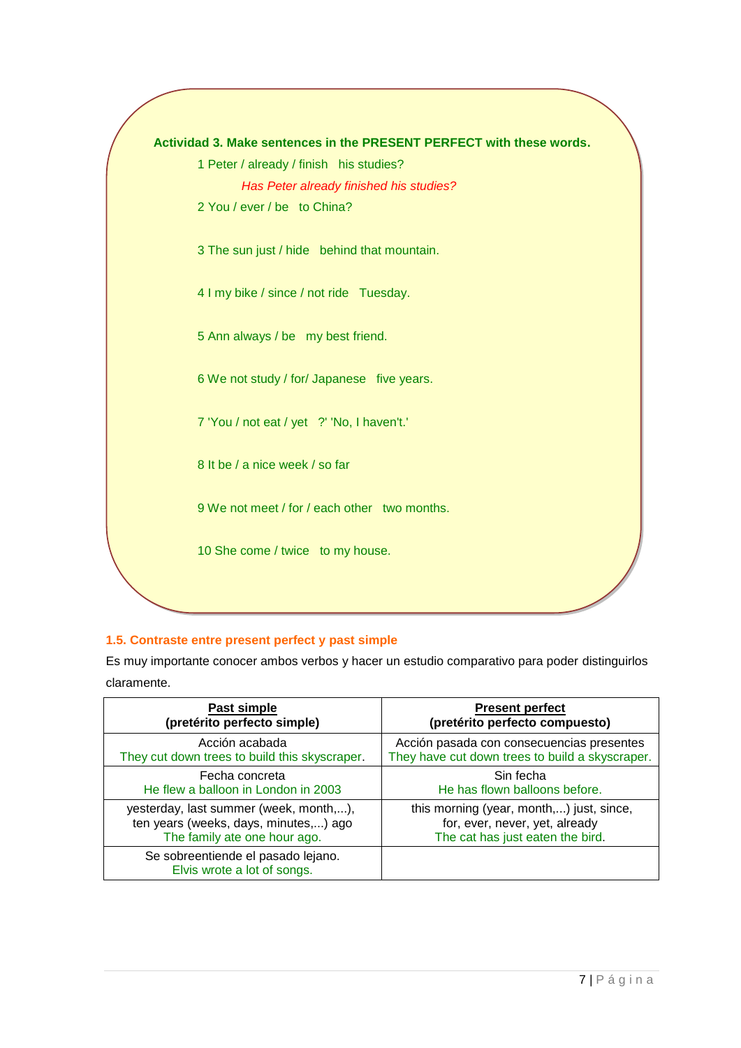**Actividad 3. Make sentences in the PRESENT PERFECT with these words.**

1 Peter / already / finish his studies?

*Has Peter already finished his studies?*

2 You / ever / be to China?

3 The sun just / hide behind that mountain.

4 I my bike / since / not ride Tuesday.

5 Ann always / be my best friend.

6 We not study / for/ Japanese five years.

7 'You / not eat / yet ?' 'No, I haven't.'

8 It be / a nice week / so far

9 We not meet / for / each other two months.

10 She come / twice to my house.

### 1.5. Contraste entre present perfect y past simple

Es muy importante conocer ambos verbos y hacer un estudio comparativo para poder distinguirlos claramente.

| **Past simple** (pretérito perfecto simple) | **Present perfect** (pretérito perfecto compuesto) |
|---|---|
| Acción acabada<br>They cut down trees to build this skyscraper. | Acción pasada con consecuencias presentes<br>They have cut down trees to build a skyscraper. |
| Fecha concreta<br>He flew a balloon in London in 2003 | Sin fecha<br>He has flown balloons before. |
| yesterday, last summer (week, month,...), ten years (weeks, days, minutes,...) ago<br>The family ate one hour ago. | this morning (year, month,...) just, since, for, ever, never, yet, already<br>The cat has just eaten the bird. |
| Se sobreentiende el pasado lejano.<br>Elvis wrote a lot of songs. | |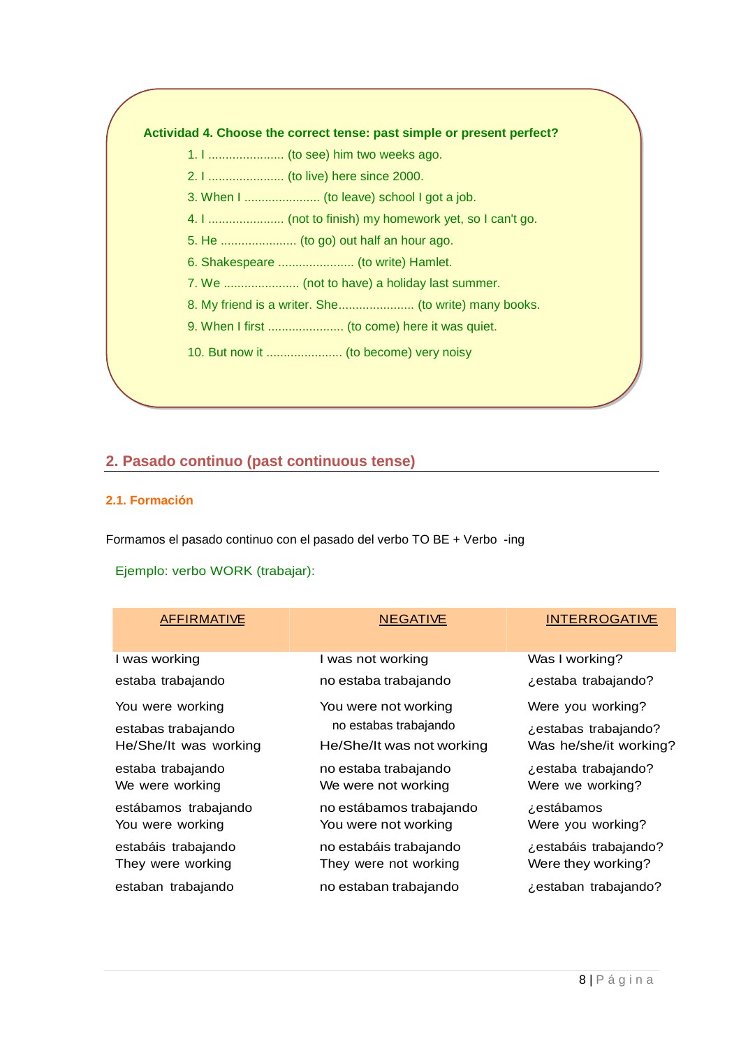**Actividad 4. Choose the correct tense: past simple or present perfect?**

1. I ...................... (to see) him two weeks ago.
2. I ...................... (to live) here since 2000.
3. When I ...................... (to leave) school I got a job.
4. I ...................... (not to finish) my homework yet, so I can't go.
5. He ...................... (to go) out half an hour ago.
6. Shakespeare ...................... (to write) Hamlet.
7. We ...................... (not to have) a holiday last summer.
8. My friend is a writer. She...................... (to write) many books.
9. When I first ...................... (to come) here it was quiet.
10. But now it ...................... (to become) very noisy

## 2. Pasado continuo (past continuous tense)

### 2.1. Formación

Formamos el pasado continuo con el pasado del verbo TO BE + Verbo -ing

Ejemplo: verbo WORK (trabajar):

| AFFIRMATIVE | NEGATIVE | INTERROGATIVE |
|---|---|---|
| I was working<br>estaba trabajando | I was not working<br>no estaba trabajando | Was I working?<br>¿estaba trabajando? |
| You were working<br>estabas trabajando | You were not working<br>no estabas trabajando | Were you working?<br>¿estabas trabajando? |
| He/She/It was working<br>estaba trabajando | He/She/It was not working<br>no estaba trabajando | Was he/she/it working?<br>¿estaba trabajando? |
| We were working<br>estábamos trabajando | We were not working<br>no estábamos trabajando | Were we working?<br>¿estábamos |
| You were working<br>estabáis trabajando | You were not working<br>no estabáis trabajando | Were you working?<br>¿estabáis trabajando? |
| They were working<br>estaban trabajando | They were not working<br>no estaban trabajando | Were they working?<br>¿estaban trabajando? |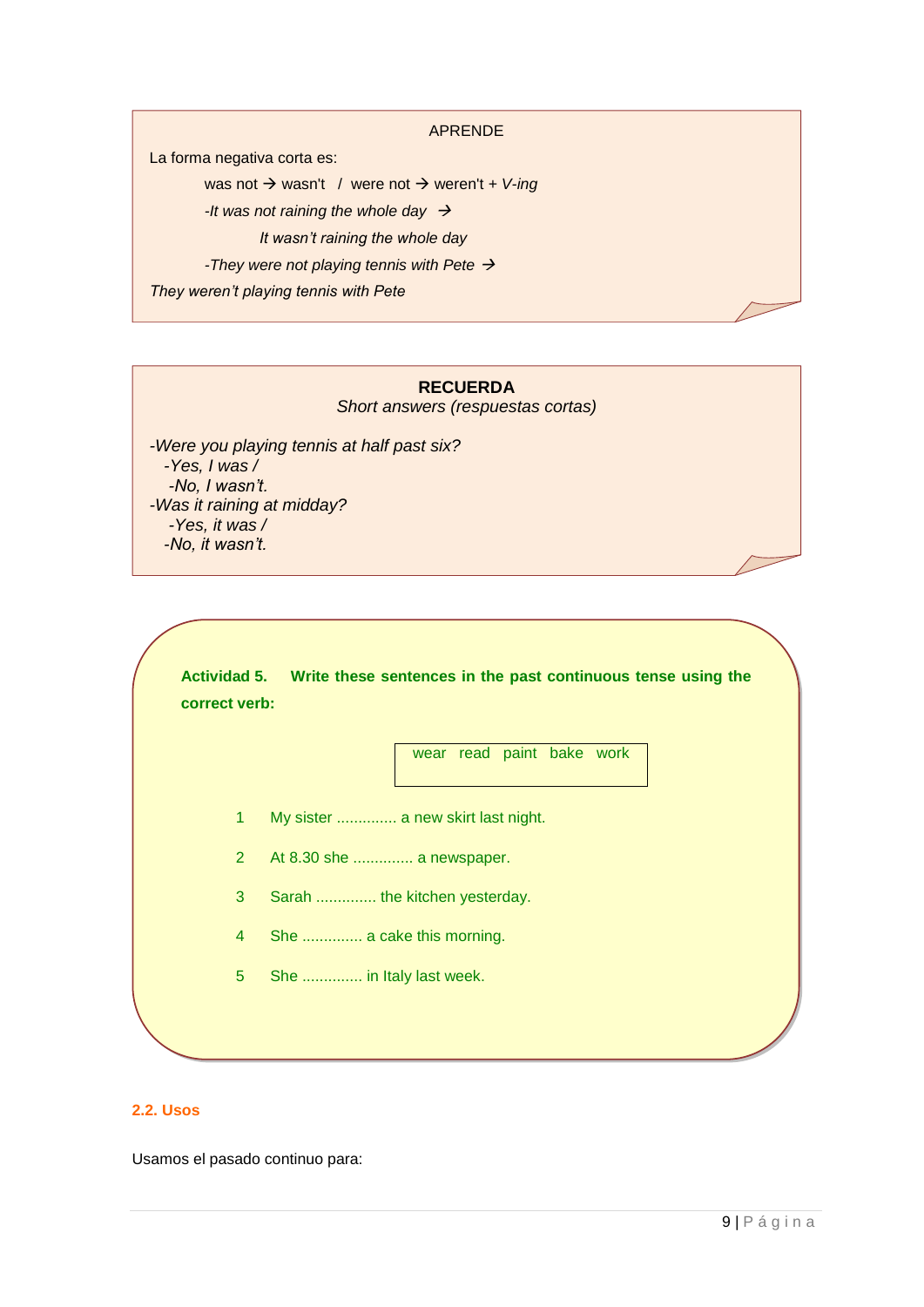APRENDE

La forma negativa corta es:

was not → wasn't / were not → weren't + *V-ing*

*-It was not raining the whole day* →

*It wasn't raining the whole day*

*-They were not playing tennis with Pete* →

*They weren't playing tennis with Pete*

**RECUERDA**

*Short answers (respuestas cortas)*

*-Were you playing tennis at half past six?*
*-Yes, I was /*
*-No, I wasn't.*
*-Was it raining at midday?*
*-Yes, it was /*
*-No, it wasn't.*

**Actividad 5. Write these sentences in the past continuous tense using the correct verb:**

| wear read paint bake work |
|---|

1. My sister ............. a new skirt last night.
2. At 8.30 she ............. a newspaper.
3. Sarah ............. the kitchen yesterday.
4. She ............. a cake this morning.
5. She ............. in Italy last week.

## 2.2. Usos

Usamos el pasado continuo para: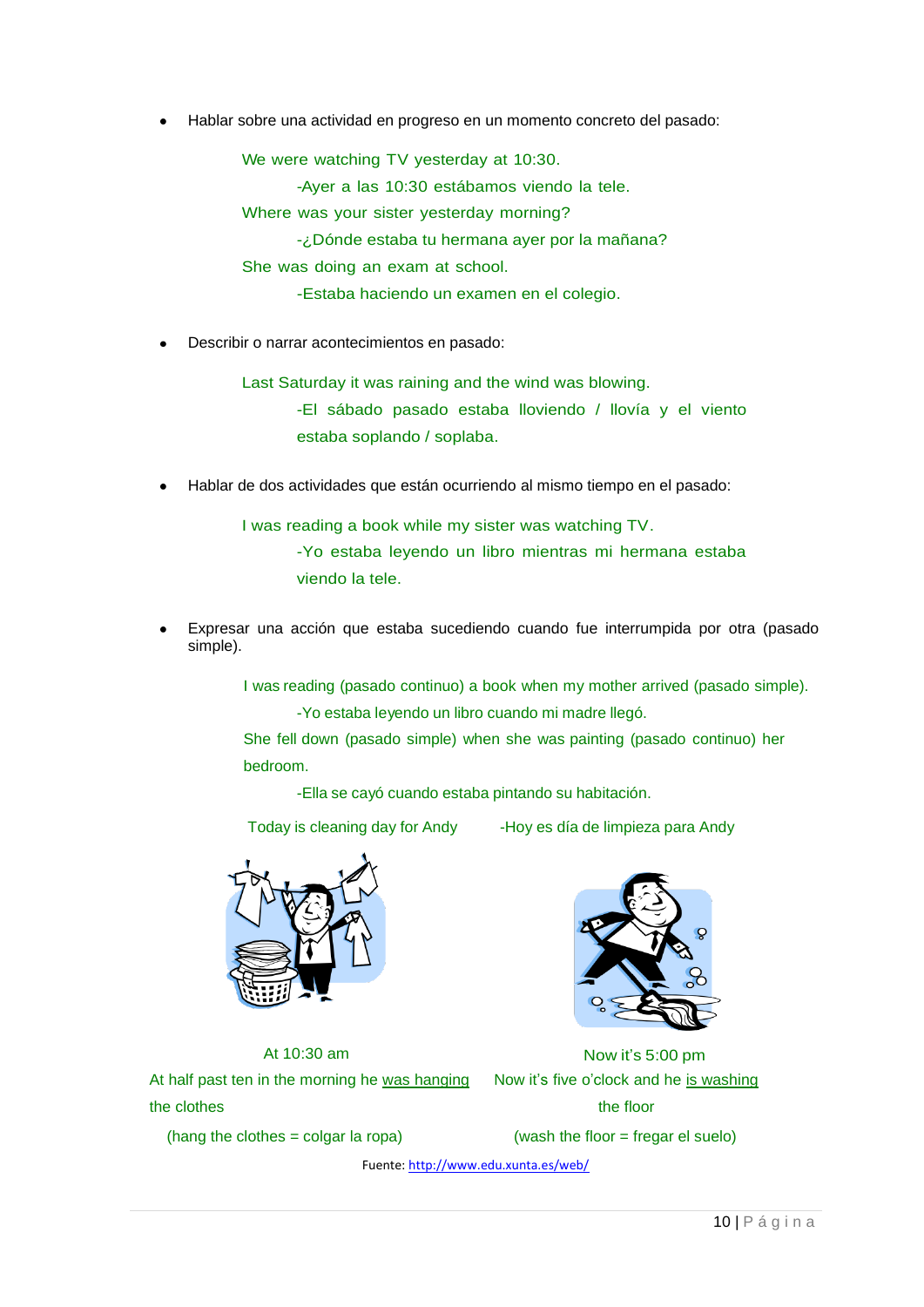- Hablar sobre una actividad en progreso en un momento concreto del pasado:

  We were watching TV yesterday at 10:30.

  -Ayer a las 10:30 estábamos viendo la tele.

  Where was your sister yesterday morning?

  -¿Dónde estaba tu hermana ayer por la mañana?

  She was doing an exam at school.

  -Estaba haciendo un examen en el colegio.

- Describir o narrar acontecimientos en pasado:

  Last Saturday it was raining and the wind was blowing.

  -El sábado pasado estaba lloviendo / llovía y el viento estaba soplando / soplaba.

- Hablar de dos actividades que están ocurriendo al mismo tiempo en el pasado:

  I was reading a book while my sister was watching TV.

  -Yo estaba leyendo un libro mientras mi hermana estaba viendo la tele.

- Expresar una acción que estaba sucediendo cuando fue interrumpida por otra (pasado simple).

  I was reading (pasado continuo) a book when my mother arrived (pasado simple).

  -Yo estaba leyendo un libro cuando mi madre llegó.

  She fell down (pasado simple) when she was painting (pasado continuo) her bedroom.

  -Ella se cayó cuando estaba pintando su habitación.

Today is cleaning day for Andy -Hoy es día de limpieza para Andy

At 10:30 am

At half past ten in the morning he <u>was hanging</u> the clothes

(hang the clothes = colgar la ropa)

Now it's 5:00 pm

Now it's five o'clock and he <u>is washing</u> the floor

(wash the floor = fregar el suelo)

Fuente: [http://www.edu.xunta.es/web/](http://www.edu.xunta.es/web/)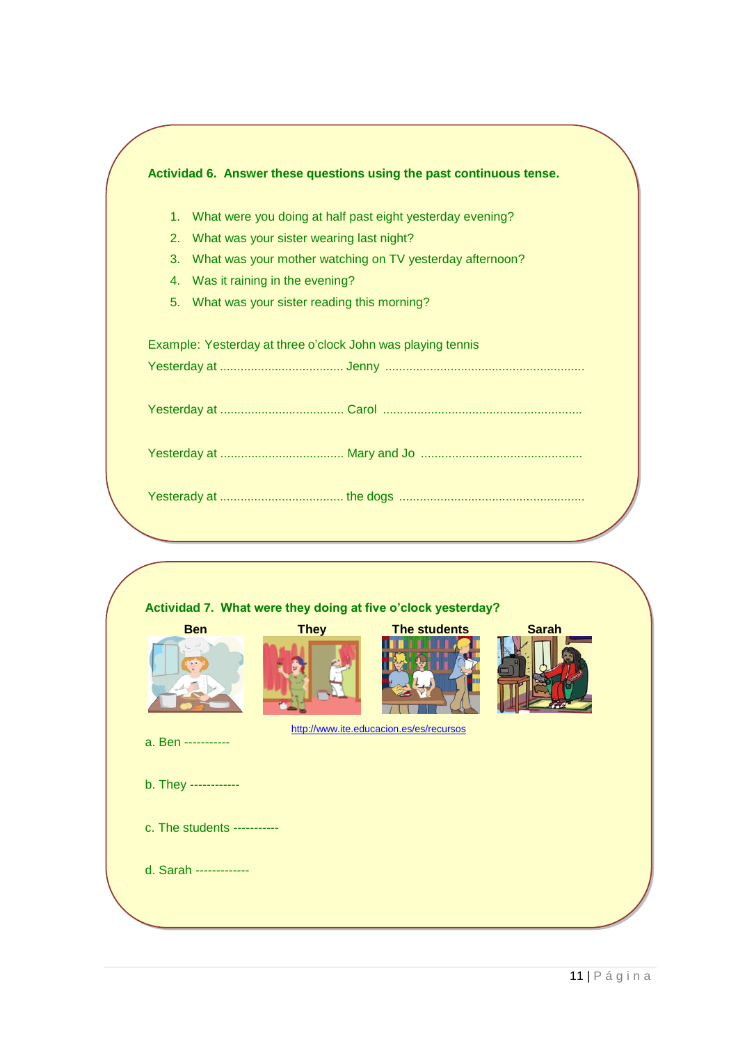**Actividad 6. Answer these questions using the past continuous tense.**

1. What were you doing at half past eight yesterday evening?
2. What was your sister wearing last night?
3. What was your mother watching on TV yesterday afternoon?
4. Was it raining in the evening?
5. What was your sister reading this morning?

Example: Yesterday at three o'clock John was playing tennis

Yesterday at .................................... Jenny ..........................................................

Yesterday at .................................... Carol ..........................................................

Yesterday at .................................... Mary and Jo ...............................................

Yesterady at .................................... the dogs ......................................................

**Actividad 7. What were they doing at five o'clock yesterday?**

**Ben** **They** **The students** **Sarah**

http://www.ite.educacion.es/es/recursos

a. Ben -----------

b. They ------------

c. The students -----------

d. Sarah -------------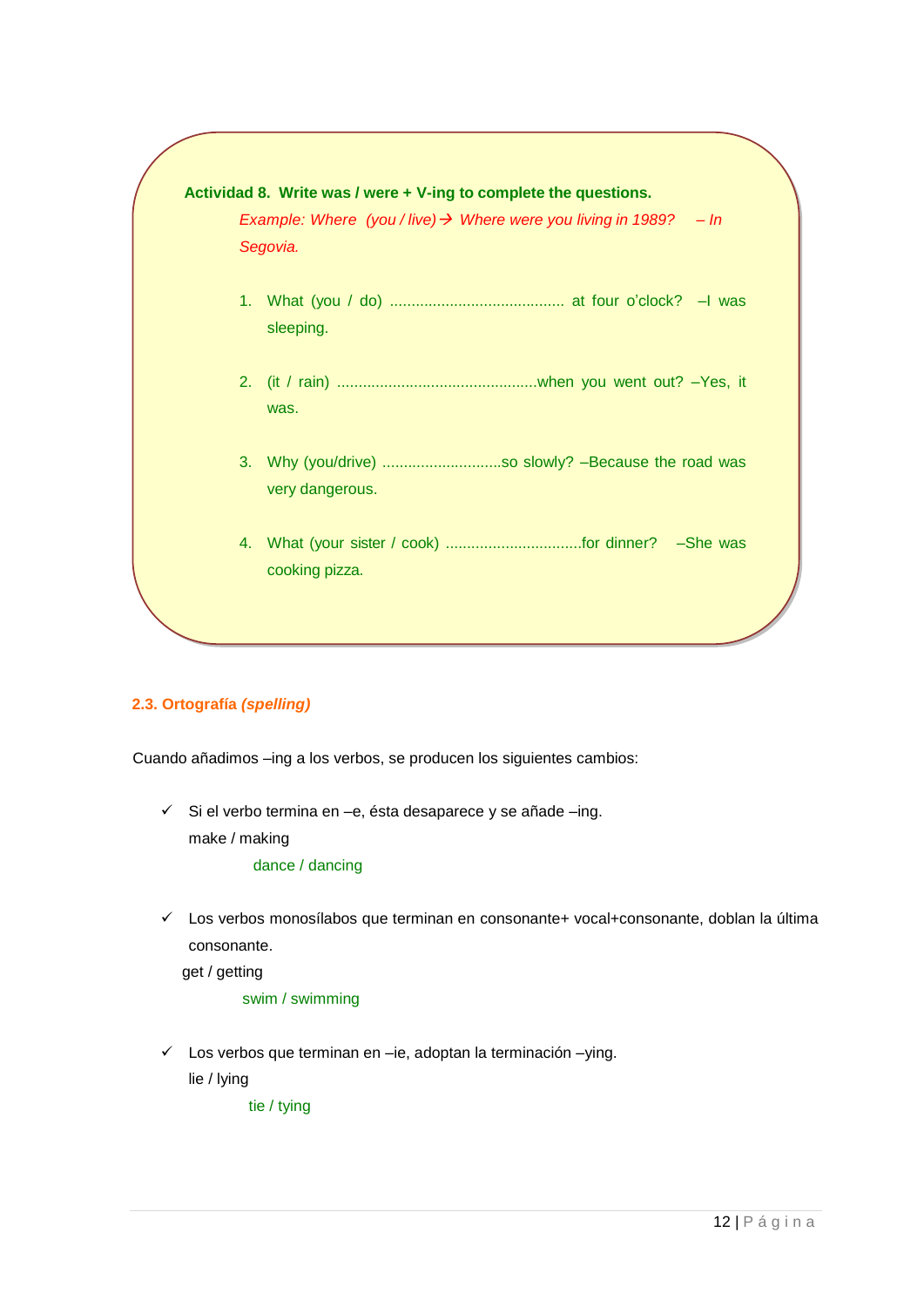**Actividad 8. Write was / were + V-ing to complete the questions.**

*Example: Where (you / live) → Where were you living in 1989? – In Segovia.*

1. What (you / do) ......................................... at four o'clock? –I was sleeping.

2. (it / rain) ...............................................when you went out? –Yes, it was.

3. Why (you/drive) ............................so slowly? –Because the road was very dangerous.

4. What (your sister / cook) ................................for dinner? –She was cooking pizza.

### 2.3. Ortografía *(spelling)*

Cuando añadimos –ing a los verbos, se producen los siguientes cambios:

- ✓ Si el verbo termina en –e, ésta desaparece y se añade –ing.
  make / making
  dance / dancing

- ✓ Los verbos monosílabos que terminan en consonante+ vocal+consonante, doblan la última consonante.
  get / getting
  swim / swimming

- ✓ Los verbos que terminan en –ie, adoptan la terminación –ying.
  lie / lying
  tie / tying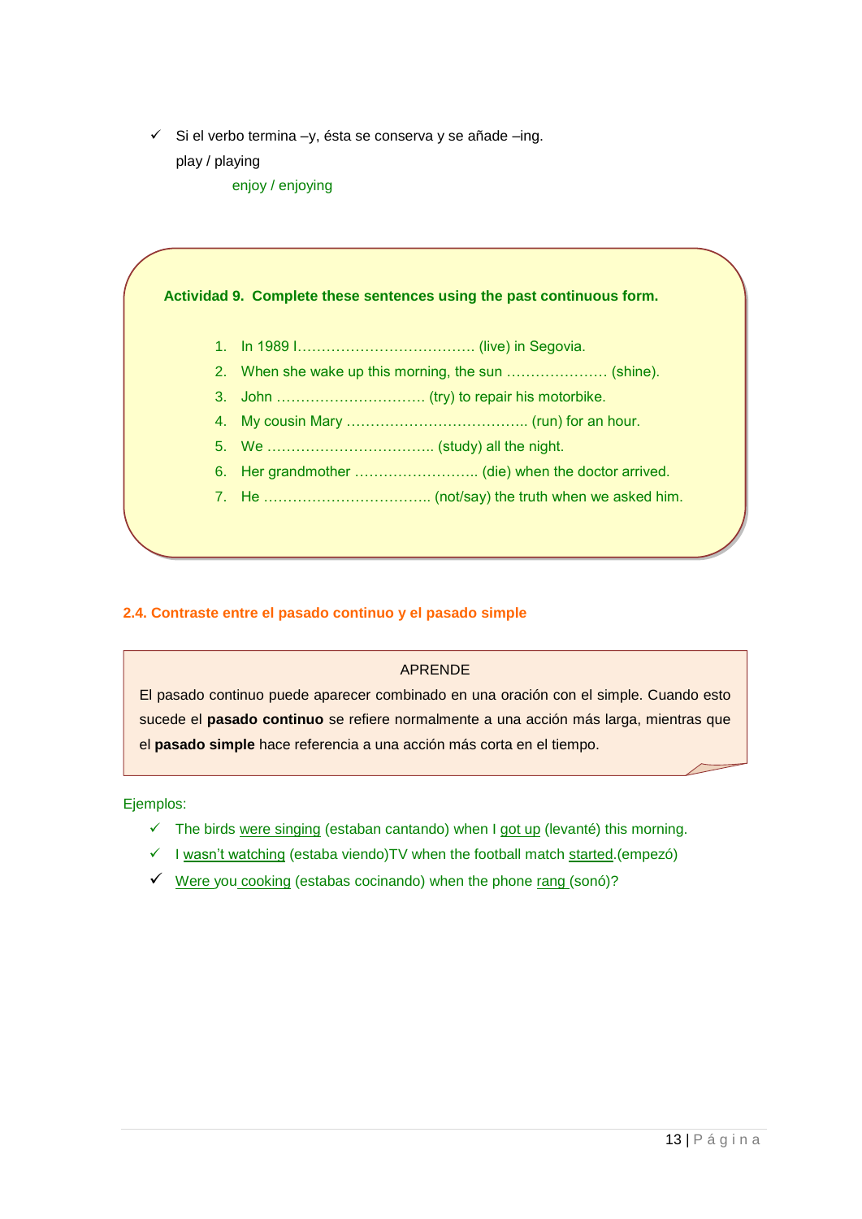- ✓ Si el verbo termina –y, ésta se conserva y se añade –ing.

  play / playing

  enjoy / enjoying

**Actividad 9. Complete these sentences using the past continuous form.**

1. In 1989 I……………………………….. (live) in Segovia.
2. When she wake up this morning, the sun ………………… (shine).
3. John …………………………. (try) to repair his motorbike.
4. My cousin Mary ……………………………….. (run) for an hour.
5. We …………………………….. (study) all the night.
6. Her grandmother …………………….. (die) when the doctor arrived.
7. He ……………………………. (not/say) the truth when we asked him.

### 2.4. Contraste entre el pasado continuo y el pasado simple

APRENDE

El pasado continuo puede aparecer combinado en una oración con el simple. Cuando esto sucede el **pasado continuo** se refiere normalmente a una acción más larga, mientras que el **pasado simple** hace referencia a una acción más corta en el tiempo.

Ejemplos:

- ✓ The birds were singing (estaban cantando) when I got up (levanté) this morning.
- ✓ I wasn't watching (estaba viendo)TV when the football match started.(empezó)
- ✓ Were you cooking (estabas cocinando) when the phone rang (sonó)?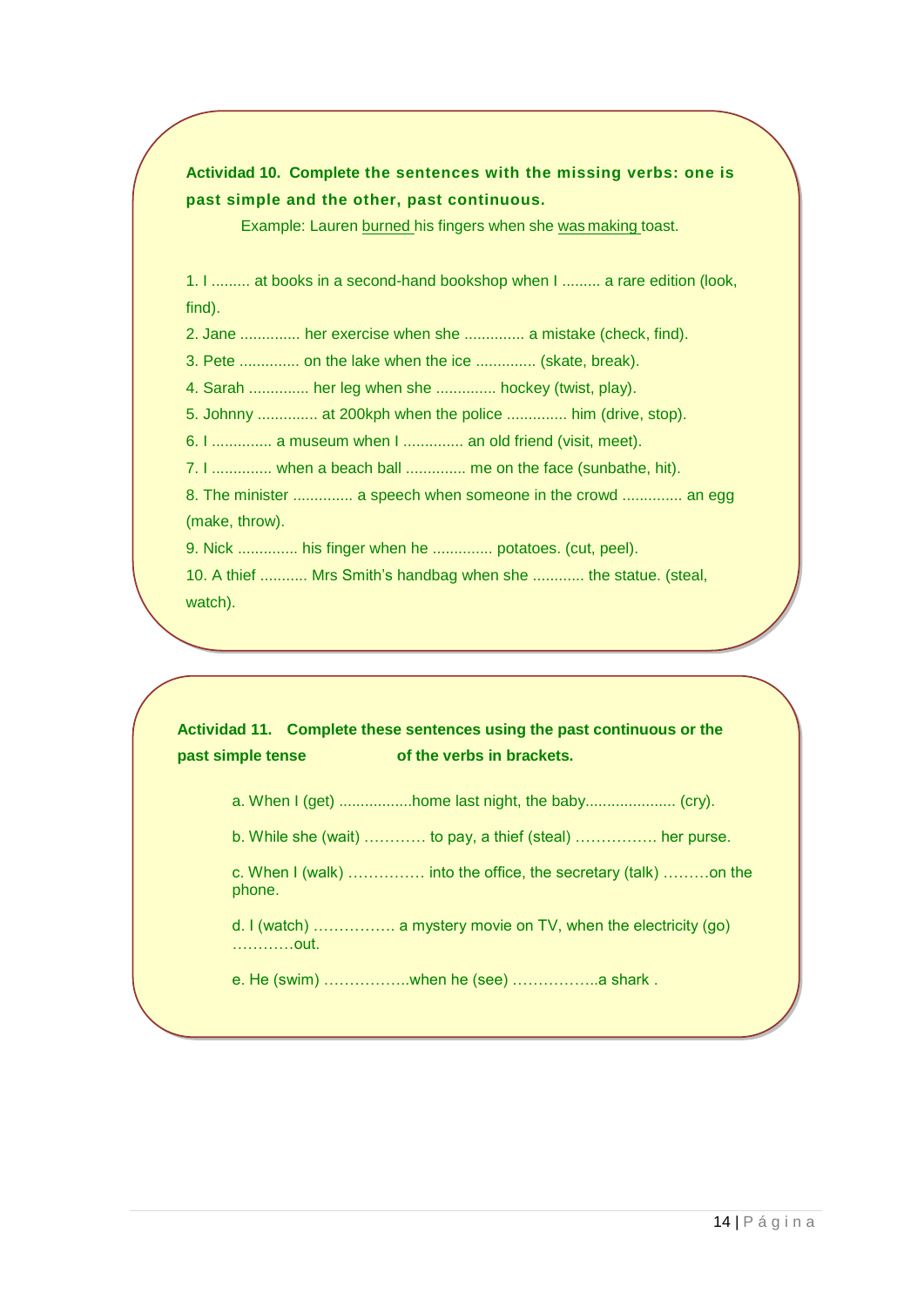**Actividad 10. Complete the sentences with the missing verbs: one is past simple and the other, past continuous.**

Example: Lauren burned his fingers when she was making toast.

1. I ......... at books in a second-hand bookshop when I ......... a rare edition (look, find).
2. Jane ............. her exercise when she ............. a mistake (check, find).
3. Pete ............. on the lake when the ice ............. (skate, break).
4. Sarah ............. her leg when she ............. hockey (twist, play).
5. Johnny ............. at 200kph when the police ............. him (drive, stop).
6. I ............. a museum when I ............. an old friend (visit, meet).
7. I ............. when a beach ball ............. me on the face (sunbathe, hit).
8. The minister ............. a speech when someone in the crowd ............. an egg (make, throw).
9. Nick ............. his finger when he ............. potatoes. (cut, peel).
10. A thief ........... Mrs Smith's handbag when she ........... the statue. (steal, watch).

**Actividad 11. Complete these sentences using the past continuous or the past simple tense of the verbs in brackets.**

a. When I (get) .................home last night, the baby..................... (cry).

b. While she (wait) ………… to pay, a thief (steal) ……………. her purse.

c. When I (walk) …………… into the office, the secretary (talk) ………on the phone.

d. I (watch) ……………. a mystery movie on TV, when the electricity (go) …………out.

e. He (swim) ……………..when he (see) ……………..a shark .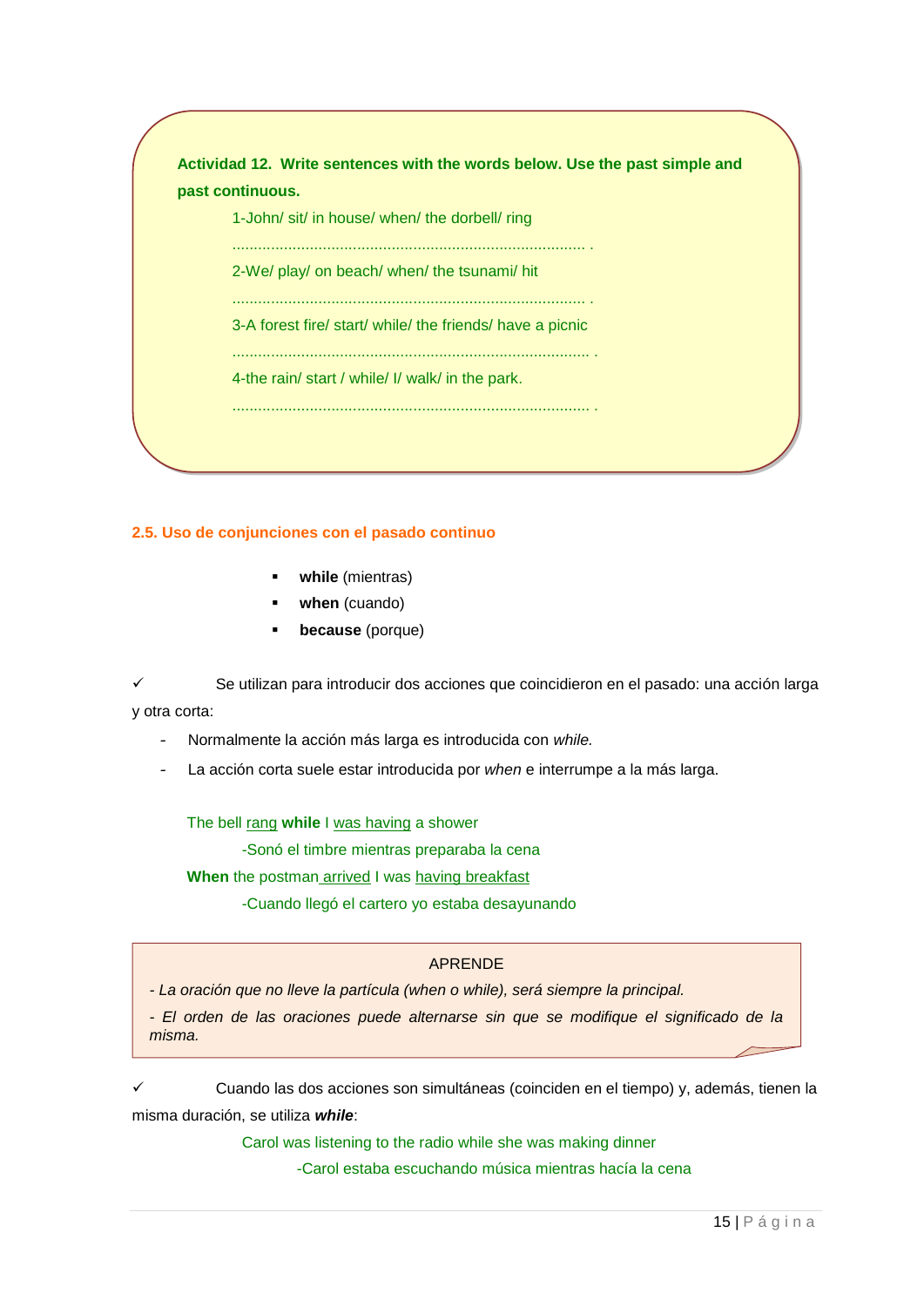**Actividad 12. Write sentences with the words below. Use the past simple and past continuous.**

1-John/ sit/ in house/ when/ the dorbell/ ring

................................................................................... .

2-We/ play/ on beach/ when/ the tsunami/ hit

................................................................................... .

3-A forest fire/ start/ while/ the friends/ have a picnic

................................................................................... .

4-the rain/ start / while/ I/ walk/ in the park.

................................................................................... .

### 2.5. Uso de conjunciones con el pasado continuo

- **while** (mientras)
- **when** (cuando)
- **because** (porque)

✓ Se utilizan para introducir dos acciones que coincidieron en el pasado: una acción larga y otra corta:

- Normalmente la acción más larga es introducida con *while.*
- La acción corta suele estar introducida por *when* e interrumpe a la más larga.

The bell rang **while** I was having a shower

-Sonó el timbre mientras preparaba la cena

**When** the postman arrived I was having breakfast

-Cuando llegó el cartero yo estaba desayunando

APRENDE

*- La oración que no lleve la partícula (when o while), será siempre la principal.*

*- El orden de las oraciones puede alternarse sin que se modifique el significado de la misma.*

✓ Cuando las dos acciones son simultáneas (coinciden en el tiempo) y, además, tienen la misma duración, se utiliza ***while***:

Carol was listening to the radio while she was making dinner

-Carol estaba escuchando música mientras hacía la cena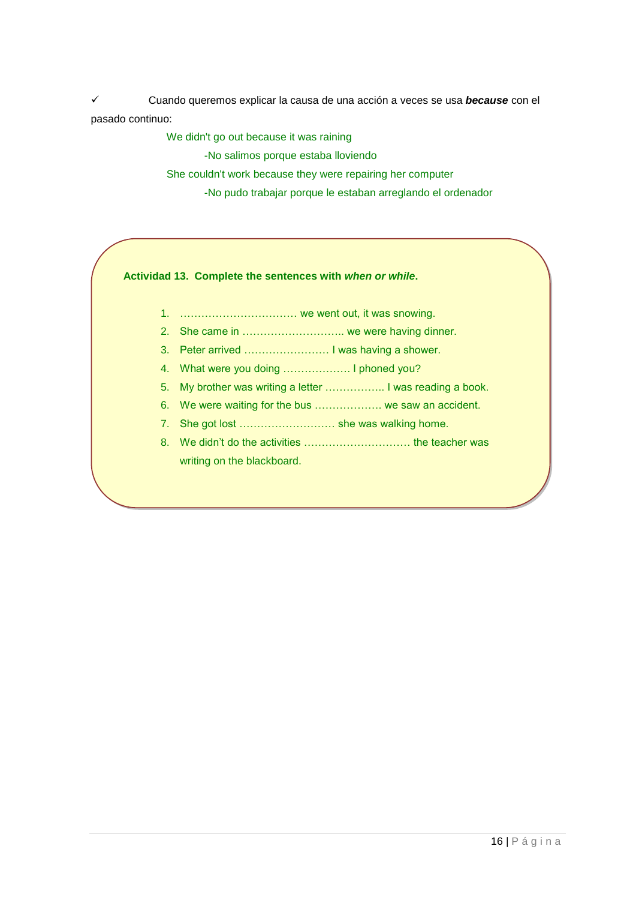✓ Cuando queremos explicar la causa de una acción a veces se usa ***because*** con el pasado continuo:

We didn't go out because it was raining

-No salimos porque estaba lloviendo

She couldn't work because they were repairing her computer

-No pudo trabajar porque le estaban arreglando el ordenador

**Actividad 13. Complete the sentences with *when or while*.**

1. …………………………… we went out, it was snowing.
2. She came in ……………………….. we were having dinner.
3. Peter arrived …………………… I was having a shower.
4. What were you doing ……………… I phoned you?
5. My brother was writing a letter …………….. I was reading a book.
6. We were waiting for the bus ……………… we saw an accident.
7. She got lost ……………………… she was walking home.
8. We didn't do the activities ………………………… the teacher was writing on the blackboard.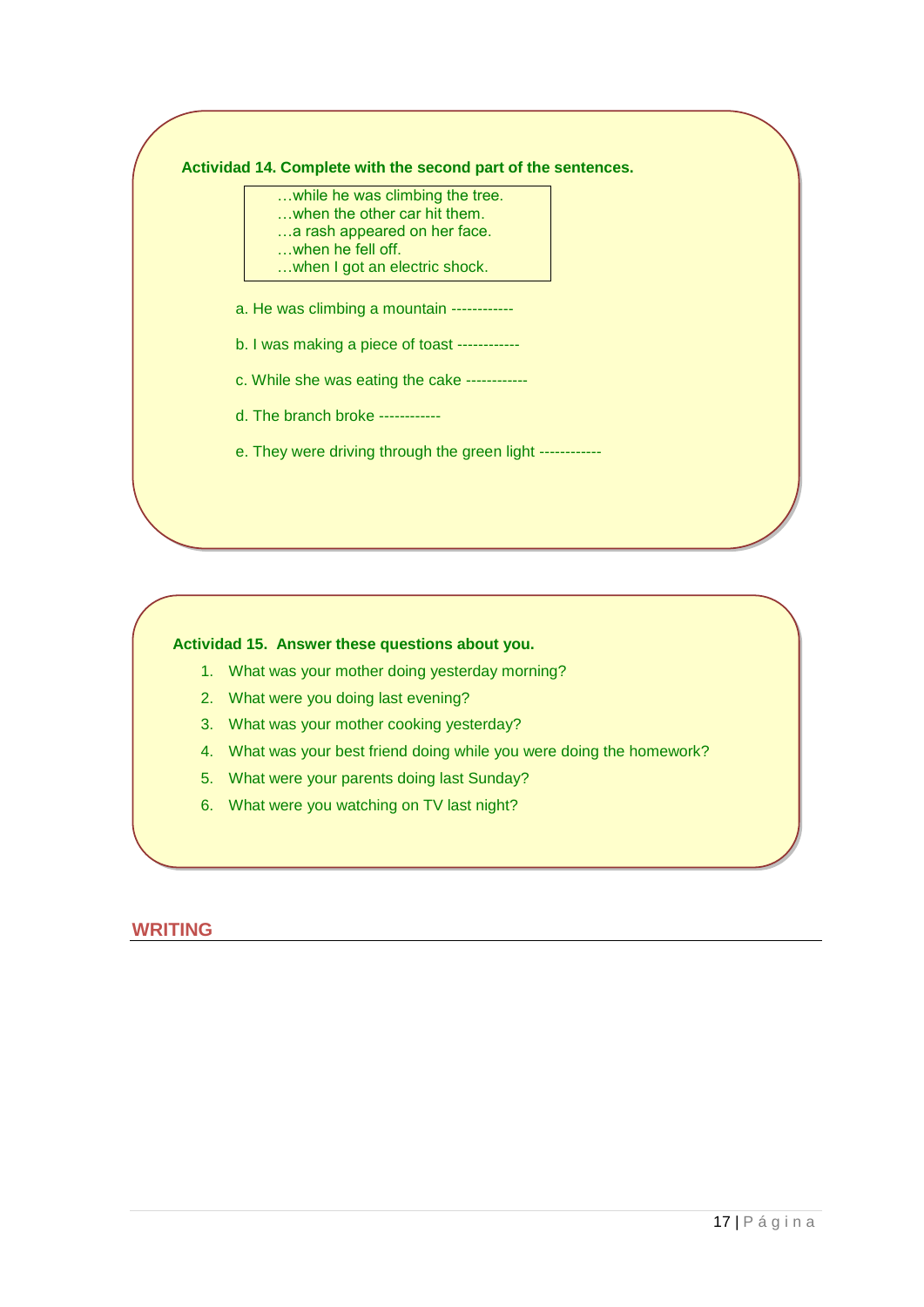**Actividad 14. Complete with the second part of the sentences.**

| |
|---|
| …while he was climbing the tree. |
| …when the other car hit them. |
| …a rash appeared on her face. |
| …when he fell off. |
| …when I got an electric shock. |

a. He was climbing a mountain ------------

b. I was making a piece of toast ------------

c. While she was eating the cake ------------

d. The branch broke ------------

e. They were driving through the green light ------------

**Actividad 15. Answer these questions about you.**

1. What was your mother doing yesterday morning?
2. What were you doing last evening?
3. What was your mother cooking yesterday?
4. What was your best friend doing while you were doing the homework?
5. What were your parents doing last Sunday?
6. What were you watching on TV last night?

## WRITING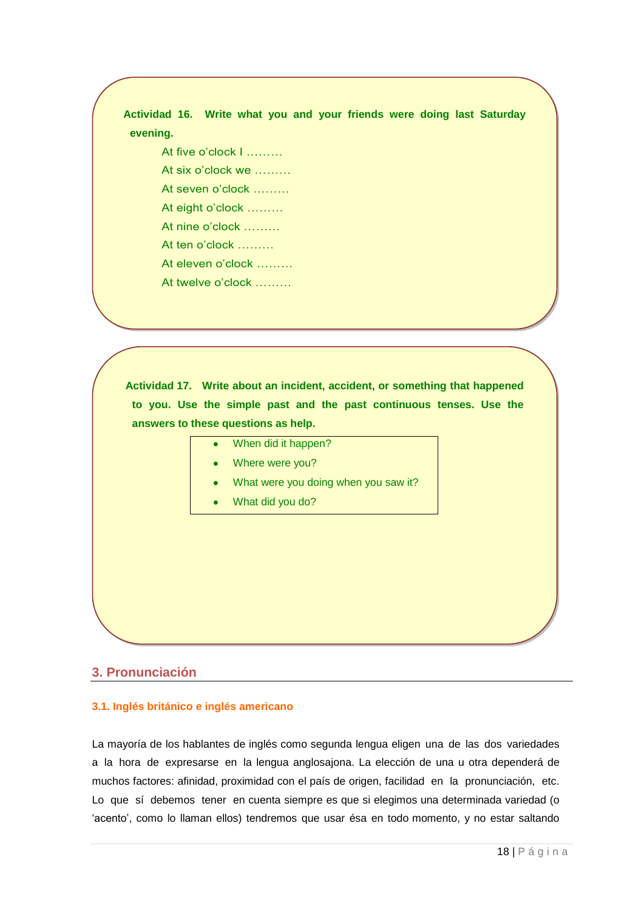**Actividad 16. Write what you and your friends were doing last Saturday evening.**

At five o'clock I .........

At six o'clock we .........

At seven o'clock .........

At eight o'clock .........

At nine o'clock .........

At ten o'clock .........

At eleven o'clock .........

At twelve o'clock .........

**Actividad 17. Write about an incident, accident, or something that happened to you. Use the simple past and the past continuous tenses. Use the answers to these questions as help.**

- When did it happen?
- Where were you?
- What were you doing when you saw it?
- What did you do?

## 3. Pronunciación

### 3.1. Inglés británico e inglés americano

La mayoría de los hablantes de inglés como segunda lengua eligen una de las dos variedades a la hora de expresarse en la lengua anglosajona. La elección de una u otra dependerá de muchos factores: afinidad, proximidad con el país de origen, facilidad en la pronunciación, etc. Lo que sí debemos tener en cuenta siempre es que si elegimos una determinada variedad (o 'acento', como lo llaman ellos) tendremos que usar ésa en todo momento, y no estar saltando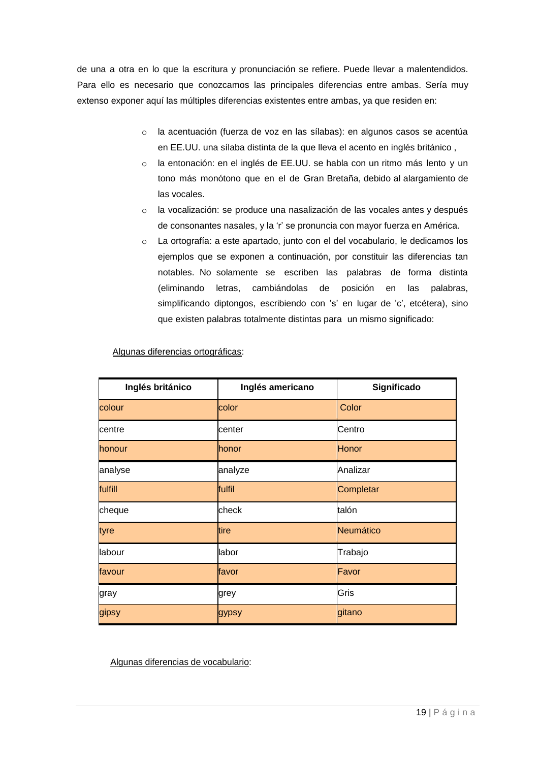de una a otra en lo que la escritura y pronunciación se refiere. Puede llevar a malentendidos. Para ello es necesario que conozcamos las principales diferencias entre ambas. Sería muy extenso exponer aquí las múltiples diferencias existentes entre ambas, ya que residen en:

- la acentuación (fuerza de voz en las sílabas): en algunos casos se acentúa en EE.UU. una sílaba distinta de la que lleva el acento en inglés británico ,
- la entonación: en el inglés de EE.UU. se habla con un ritmo más lento y un tono más monótono que en el de Gran Bretaña, debido al alargamiento de las vocales.
- la vocalización: se produce una nasalización de las vocales antes y después de consonantes nasales, y la 'r' se pronuncia con mayor fuerza en América.
- La ortografía: a este apartado, junto con el del vocabulario, le dedicamos los ejemplos que se exponen a continuación, por constituir las diferencias tan notables. No solamente se escriben las palabras de forma distinta (eliminando letras, cambiándolas de posición en las palabras, simplificando diptongos, escribiendo con 's' en lugar de 'c', etcétera), sino que existen palabras totalmente distintas para un mismo significado:

Algunas diferencias ortográficas:

| Inglés británico | Inglés americano | Significado |
|---|---|---|
| colour | color | Color |
| centre | center | Centro |
| honour | honor | Honor |
| analyse | analyze | Analizar |
| fulfill | fulfil | Completar |
| cheque | check | talón |
| tyre | tire | Neumático |
| labour | labor | Trabajo |
| favour | favor | Favor |
| gray | grey | Gris |
| gipsy | gypsy | gitano |

Algunas diferencias de vocabulario: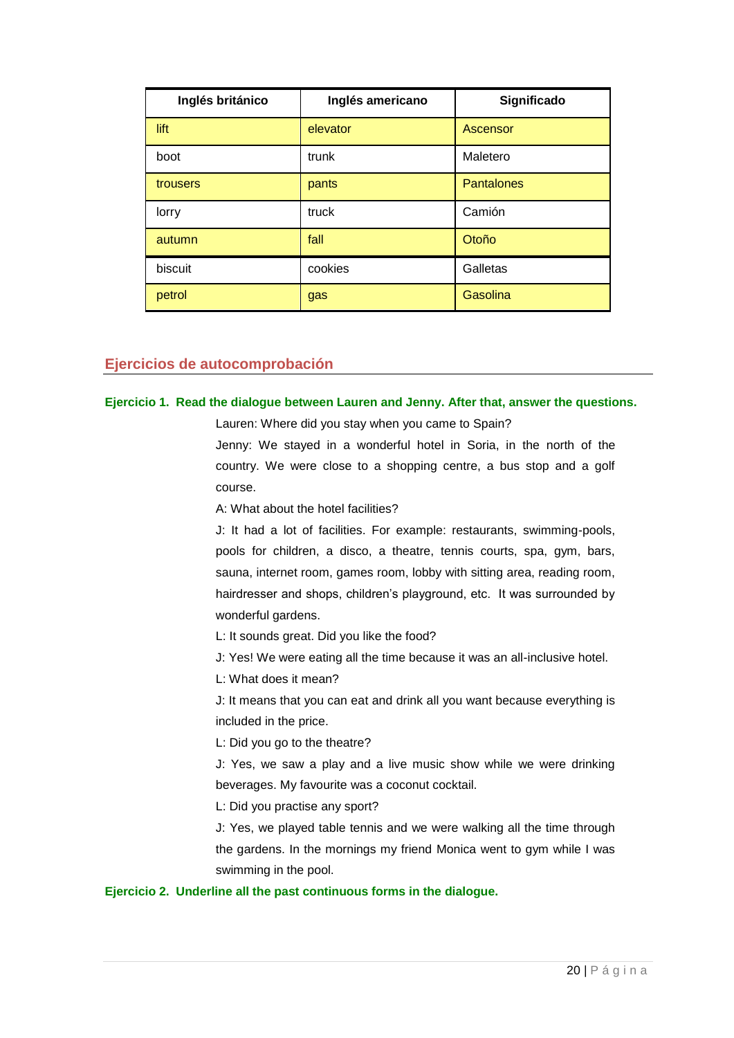| Inglés británico | Inglés americano | Significado |
|---|---|---|
| lift | elevator | Ascensor |
| boot | trunk | Maletero |
| trousers | pants | Pantalones |
| lorry | truck | Camión |
| autumn | fall | Otoño |
| biscuit | cookies | Galletas |
| petrol | gas | Gasolina |

## Ejercicios de autocomprobación

**Ejercicio 1. Read the dialogue between Lauren and Jenny. After that, answer the questions.**

Lauren: Where did you stay when you came to Spain?

Jenny: We stayed in a wonderful hotel in Soria, in the north of the country. We were close to a shopping centre, a bus stop and a golf course.

A: What about the hotel facilities?

J: It had a lot of facilities. For example: restaurants, swimming-pools, pools for children, a disco, a theatre, tennis courts, spa, gym, bars, sauna, internet room, games room, lobby with sitting area, reading room, hairdresser and shops, children's playground, etc. It was surrounded by wonderful gardens.

L: It sounds great. Did you like the food?

J: Yes! We were eating all the time because it was an all-inclusive hotel.

L: What does it mean?

J: It means that you can eat and drink all you want because everything is included in the price.

L: Did you go to the theatre?

J: Yes, we saw a play and a live music show while we were drinking beverages. My favourite was a coconut cocktail.

L: Did you practise any sport?

J: Yes, we played table tennis and we were walking all the time through the gardens. In the mornings my friend Monica went to gym while I was swimming in the pool.

**Ejercicio 2. Underline all the past continuous forms in the dialogue.**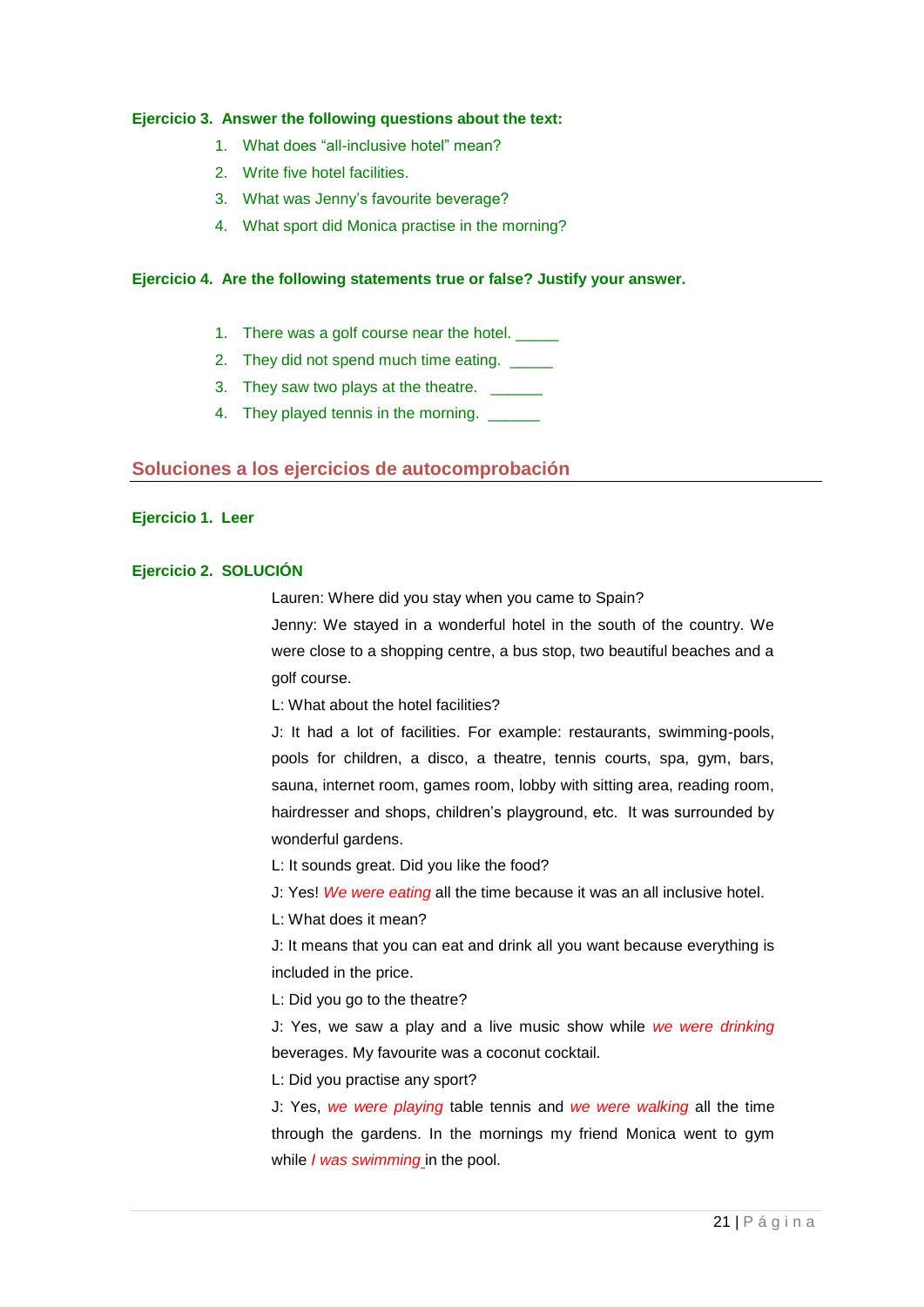**Ejercicio 3. Answer the following questions about the text:**

1. What does "all-inclusive hotel" mean?
2. Write five hotel facilities.
3. What was Jenny's favourite beverage?
4. What sport did Monica practise in the morning?

**Ejercicio 4. Are the following statements true or false? Justify your answer.**

1. There was a golf course near the hotel. _____
2. They did not spend much time eating. _____
3. They saw two plays at the theatre. ______
4. They played tennis in the morning. ______

## Soluciones a los ejercicios de autocomprobación

**Ejercicio 1. Leer**

**Ejercicio 2. SOLUCIÓN**

Lauren: Where did you stay when you came to Spain?

Jenny: We stayed in a wonderful hotel in the south of the country. We were close to a shopping centre, a bus stop, two beautiful beaches and a golf course.

L: What about the hotel facilities?

J: It had a lot of facilities. For example: restaurants, swimming-pools, pools for children, a disco, a theatre, tennis courts, spa, gym, bars, sauna, internet room, games room, lobby with sitting area, reading room, hairdresser and shops, children's playground, etc. It was surrounded by wonderful gardens.

L: It sounds great. Did you like the food?

J: Yes! *We were eating* all the time because it was an all inclusive hotel.

L: What does it mean?

J: It means that you can eat and drink all you want because everything is included in the price.

L: Did you go to the theatre?

J: Yes, we saw a play and a live music show while *we were drinking* beverages. My favourite was a coconut cocktail.

L: Did you practise any sport?

J: Yes, *we were playing* table tennis and *we were walking* all the time through the gardens. In the mornings my friend Monica went to gym while *I was swimming* in the pool.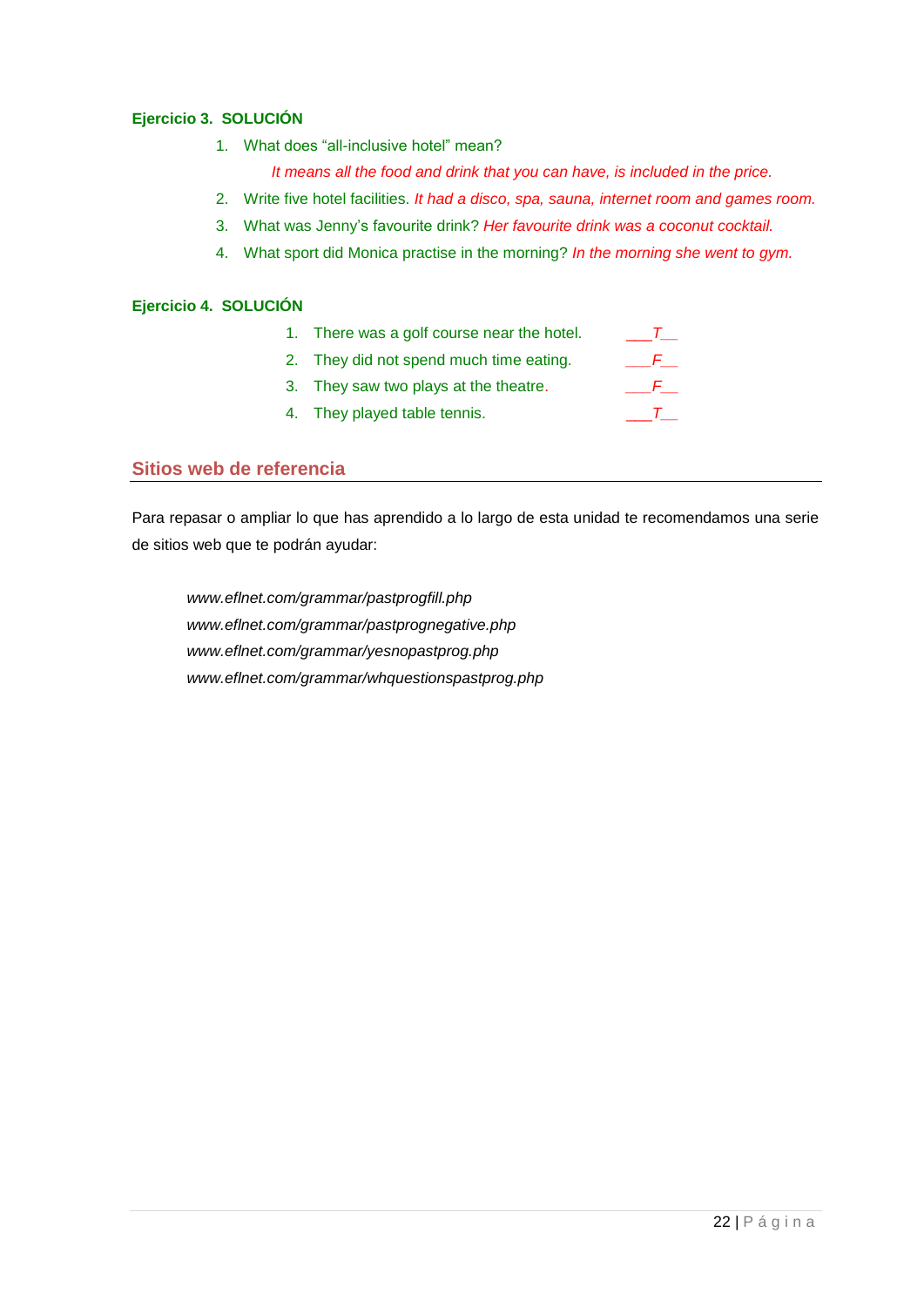**Ejercicio 3. SOLUCIÓN**

1. What does "all-inclusive hotel" mean?

   *It means all the food and drink that you can have, is included in the price.*

2. Write five hotel facilities. *It had a disco, spa, sauna, internet room and games room.*
3. What was Jenny's favourite drink? *Her favourite drink was a coconut cocktail.*
4. What sport did Monica practise in the morning? *In the morning she went to gym.*

**Ejercicio 4. SOLUCIÓN**

1. There was a golf course near the hotel. ___*T*__
2. They did not spend much time eating. ___*F*__
3. They saw two plays at the theatre. ___*F*__
4. They played table tennis. ___*T*__

## Sitios web de referencia

Para repasar o ampliar lo que has aprendido a lo largo de esta unidad te recomendamos una serie de sitios web que te podrán ayudar:

*www.eflnet.com/grammar/pastprogfill.php*
*www.eflnet.com/grammar/pastprognegative.php*
*www.eflnet.com/grammar/yesnopastprog.php*
*www.eflnet.com/grammar/whquestionspastprog.php*